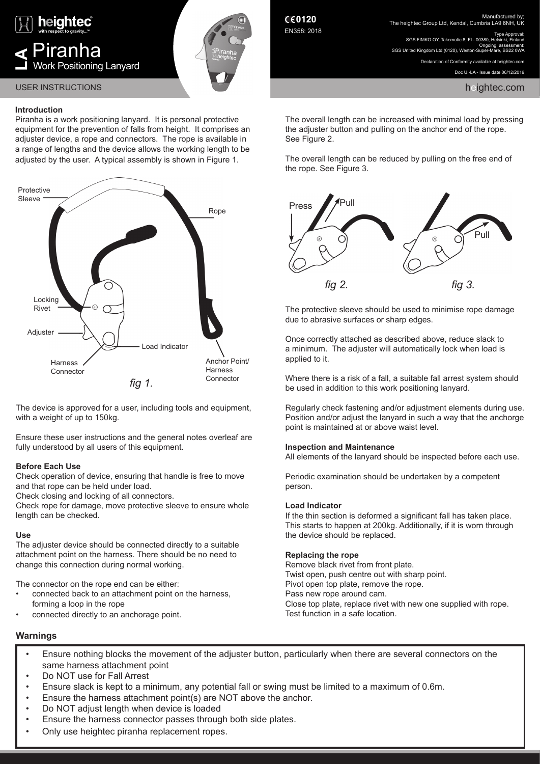# heightec

with respect to gravity...™

# LA Piranha

## Work Positioning Lanyard

USER INSTRUCTIONS

CE0120

EN358: 2018

Manufactured by;
The heightec Group Ltd, Kendal, Cumbria LA9 6NH, UK

Type Approval:
SGS FIMKO OY, Takomotie 8, FI - 00380, Helsinki, Finland
Ongoing assessment:
SGS United Kingdom Ltd (0120), Weston-Super-Mare, BS22 0WA

Declaration of Conformity available at heightec.com

Doc UI-LA - Issue date 06/12/2019

heightec.com

### Introduction

Piranha is a work positioning lanyard. It is personal protective equipment for the prevention of falls from height. It comprises an adjuster device, a rope and connectors. The rope is available in a range of lengths and the device allows the working length to be adjusted by the user. A typical assembly is shown in Figure 1.

Protective Sleeve — Rope — Locking Rivet — Adjuster — Load Indicator — Harness Connector — Anchor Point/ Harness Connector

*fig 1.*

The device is approved for a user, including tools and equipment, with a weight of up to 150kg.

Ensure these user instructions and the general notes overleaf are fully understood by all users of this equipment.

### Before Each Use

Check operation of device, ensuring that handle is free to move and that rope can be held under load.
Check closing and locking of all connectors.
Check rope for damage, move protective sleeve to ensure whole length can be checked.

### Use

The adjuster device should be connected directly to a suitable attachment point on the harness. There should be no need to change this connection during normal working.

The connector on the rope end can be either:

- connected back to an attachment point on the harness, forming a loop in the rope
- connected directly to an anchorage point.

The overall length can be increased with minimal load by pressing the adjuster button and pulling on the anchor end of the rope. See Figure 2.

The overall length can be reduced by pulling on the free end of the rope. See Figure 3.

Press — Pull — Pull

*fig 2.* *fig 3.*

The protective sleeve should be used to minimise rope damage due to abrasive surfaces or sharp edges.

Once correctly attached as described above, reduce slack to a minimum. The adjuster will automatically lock when load is applied to it.

Where there is a risk of a fall, a suitable fall arrest system should be used in addition to this work positioning lanyard.

Regularly check fastening and/or adjustment elements during use. Position and/or adjust the lanyard in such a way that the anchorge point is maintained at or above waist level.

### Inspection and Maintenance

All elements of the lanyard should be inspected before each use.

Periodic examination should be undertaken by a competent person.

### Load Indicator

If the thin section is deformed a significant fall has taken place. This starts to happen at 200kg. Additionally, if it is worn through the device should be replaced.

### Replacing the rope

Remove black rivet from front plate.
Twist open, push centre out with sharp point.
Pivot open top plate, remove the rope.
Pass new rope around cam.
Close top plate, replace rivet with new one supplied with rope.
Test function in a safe location.

## Warnings

- Ensure nothing blocks the movement of the adjuster button, particularly when there are several connectors on the same harness attachment point
- Do NOT use for Fall Arrest
- Ensure slack is kept to a minimum, any potential fall or swing must be limited to a maximum of 0.6m.
- Ensure the harness attachment point(s) are NOT above the anchor.
- Do NOT adjust length when device is loaded
- Ensure the harness connector passes through both side plates.
- Only use heightec piranha replacement ropes.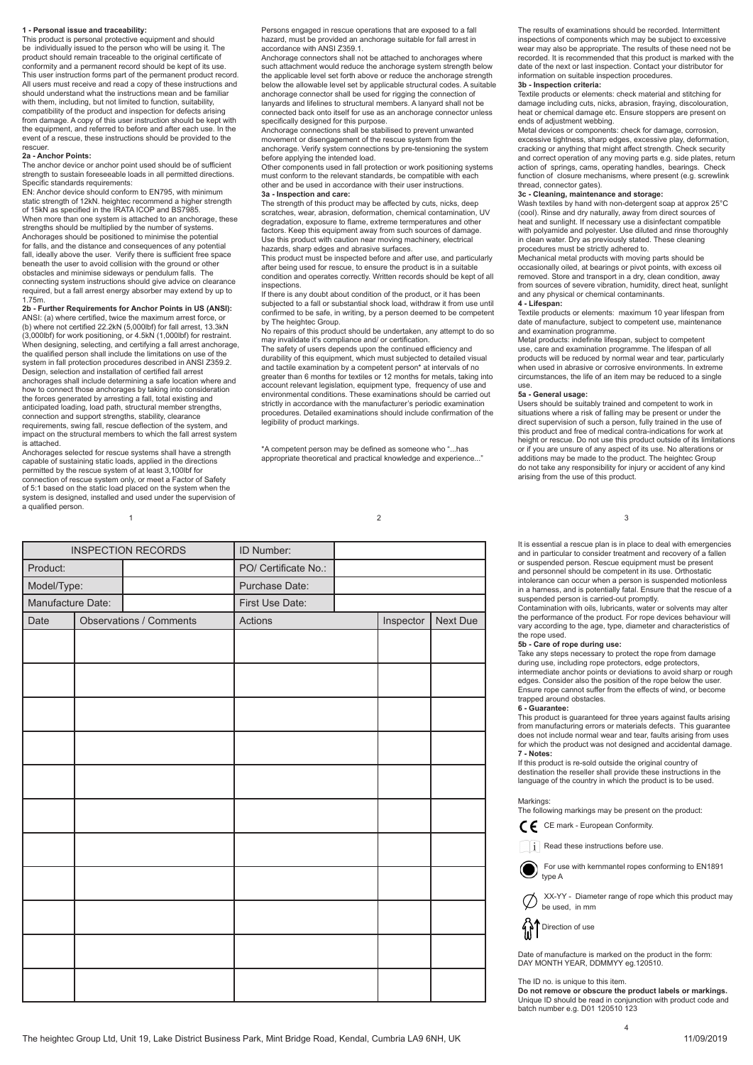**1 - Personal issue and traceability:**

This product is personal protective equipment and should be individually issued to the person who will be using it. The product should remain traceable to the original certificate of conformity and a permanent record should be kept of its use. This user instruction forms part of the permanent product record. All users must receive and read a copy of these instructions and should understand what the instructions mean and be familiar with them, including, but not limited to function, suitability, compatibility of the product and inspection for defects arising from damage. A copy of this user instruction should be kept with the equipment, and referred to before and after each use. In the event of a rescue, these instructions should be provided to the rescuer.

**2a - Anchor Points:**

The anchor device or anchor point used should be of sufficient strength to sustain foreseeable loads in all permitted directions. Specific standards requirements:

EN: Anchor device should conform to EN795, with minimum static strength of 12kN. heightec recommend a higher strength of 15kN as specified in the IRATA ICOP and BS7985.

When more than one system is attached to an anchorage, these strengths should be multiplied by the number of systems.

Anchorages should be positioned to minimise the potential for falls, and the distance and consequences of any potential fall, ideally above the user. Verify there is sufficient free space beneath the user to avoid collision with the ground or other obstacles and minimise sideways or pendulum falls. The connecting system instructions should give advice on clearance required, but a fall arrest energy absorber may extend by up to 1.75m.

**2b - Further Requirements for Anchor Points in US (ANSI):**

ANSI: (a) where certified, twice the maximum arrest force, or (b) where not certified 22.2kN (5,000lbf) for fall arrest, 13.3kN (3,000lbf) for work positioning, or 4.5kN (1,000lbf) for restraint.

When designing, selecting, and certifying a fall arrest anchorage, the qualified person shall include the limitations on use of the system in fall protection procedures described in ANSI Z359.2. Design, selection and installation of certified fall arrest anchorages shall include determining a safe location where and how to connect those anchorages by taking into consideration the forces generated by arresting a fall, total existing and anticipated loading, load path, structural member strengths, connection and support strengths, stability, clearance requirements, swing fall, rescue deflection of the system, and impact on the structural members to which the fall arrest system is attached.

Anchorages selected for rescue systems shall have a strength capable of sustaining static loads, applied in the directions permitted by the rescue system of at least 3,100lbf for connection of rescue system only, or meet a Factor of Safety of 5:1 based on the static load placed on the system when the system is designed, installed and used under the supervision of a qualified person.

Persons engaged in rescue operations that are exposed to a fall hazard, must be provided an anchorage suitable for fall arrest in accordance with ANSI Z359.1.

Anchorage connectors shall not be attached to anchorages where such attachment would reduce the anchorage system strength below the applicable level set forth above or reduce the anchorage strength below the allowable level set by applicable structural codes. A suitable anchorage connector shall be used for rigging the connection of lanyards and lifelines to structural members. A lanyard shall not be connected back onto itself for use as an anchorage connector unless specifically designed for this purpose.

Anchorage connections shall be stabilised to prevent unwanted movement or disengagement of the rescue system from the anchorage. Verify system connections by pre-tensioning the system before applying the intended load.

Other components used in fall protection or work positioning systems must conform to the relevant standards, be compatible with each other and be used in accordance with their user instructions.

**3a - Inspection and care:**

The strength of this product may be affected by cuts, nicks, deep scratches, wear, abrasion, deformation, chemical contamination, UV degradation, exposure to flame, extreme termperatures and other factors. Keep this equipment away from such sources of damage. Use this product with caution near moving machinery, electrical hazards, sharp edges and abrasive surfaces.

This product must be inspected before and after use, and particularly after being used for rescue, to ensure the product is in a suitable condition and operates correctly. Written records should be kept of all inspections.

If there is any doubt about condition of the product, or it has been subjected to a fall or substantial shock load, withdraw it from use until confirmed to be safe, in writing, by a person deemed to be competent by The heightec Group.

No repairs of this product should be undertaken, any attempt to do so may invalidate it's compliance and/ or certification.

The safety of users depends upon the continued efficiency and durability of this equipment, which must subjected to detailed visual and tactile examination by a competent person* at intervals of no greater than 6 months for textiles or 12 months for metals, taking into account relevant legislation, equipment type, frequency of use and environmental conditions. These examinations should be carried out strictly in accordance with the manufacturer's periodic examination procedures. Detailed examinations should include confirmation of the legibility of product markings.

*A competent person may be defined as someone who "...has appropriate theoretical and practical knowledge and experience..."

The results of examinations should be recorded. Intermittent inspections of components which may be subject to excessive wear may also be appropriate. The results of these need not be recorded. It is recommended that this product is marked with the date of the next or last inspection. Contact your distributor for information on suitable inspection procedures.

**3b - Inspection criteria:**

Textile products or elements: check material and stitching for damage including cuts, nicks, abrasion, fraying, discolouration, heat or chemical damage etc. Ensure stoppers are present on ends of adjustment webbing.

Metal devices or components: check for damage, corrosion, excessive tightness, sharp edges, excessive play, deformation, cracking or anything that might affect strength. Check security and correct operation of any moving parts e.g. side plates, return action of springs, cams, operating handles, bearings. Check function of closure mechanisms, where present (e.g. screwlink thread, connector gates).

**3c - Cleaning, maintenance and storage:**

Wash textiles by hand with non-detergent soap at approx 25°C (cool). Rinse and dry naturally, away from direct sources of heat and sunlight. If necessary use a disinfectant compatible with polyamide and polyester. Use diluted and rinse thoroughly in clean water. Dry as previously stated. These cleaning procedures must be strictly adhered to.

Mechanical metal products with moving parts should be occasionally oiled, at bearings or pivot points, with excess oil removed. Store and transport in a dry, clean condition, away from sources of severe vibration, humidity, direct heat, sunlight and any physical or chemical contaminants.

**4 - Lifespan:**

Textile products or elements: maximum 10 year lifespan from date of manufacture, subject to competent use, maintenance and examination programme.

Metal products: indefinite lifespan, subject to competent use, care and examination programme. The lifespan of all products will be reduced by normal wear and tear, particularly when used in abrasive or corrosive environments. In extreme circumstances, the life of an item may be reduced to a single use.

**5a - General usage:**

Users should be suitably trained and competent to work in situations where a risk of falling may be present or under the direct supervision of such a person, fully trained in the use of this product and free of medical contra-indications for work at height or rescue. Do not use this product outside of its limitations or if you are unsure of any aspect of its use. No alterations or additions may be made to the product. The heightec Group do not take any responsibility for injury or accident of any kind arising from the use of this product.

| INSPECTION RECORDS | | ID Number: | | | |
|---|---|---|---|---|---|
| Product: | | PO/ Certificate No.: | | | |
| Model/Type: | | Purchase Date: | | | |
| Manufacture Date: | | First Use Date: | | | |
| Date | Observations / Comments | Actions | | Inspector | Next Due |
| | | | | | |
| | | | | | |
| | | | | | |
| | | | | | |
| | | | | | |
| | | | | | |
| | | | | | |
| | | | | | |
| | | | | | |
| | | | | | |
| | | | | | |

It is essential a rescue plan is in place to deal with emergencies and in particular to consider treatment and recovery of a fallen or suspended person. Rescue equipment must be present and personnel should be competent in its use. Orthostatic intolerance can occur when a person is suspended motionless in a harness, and is potentially fatal. Ensure that the rescue of a suspended person is carried-out promptly.

Contamination with oils, lubricants, water or solvents may alter the performance of the product. For rope devices behaviour will vary according to the age, type, diameter and characteristics of the rope used.

**5b - Care of rope during use:**

Take any steps necessary to protect the rope from damage during use, including rope protectors, edge protectors, intermediate anchor points or deviations to avoid sharp or rough edges. Consider also the position of the rope below the user. Ensure rope cannot suffer from the effects of wind, or become trapped around obstacles.

**6 - Guarantee:**

This product is guaranteed for three years against faults arising from manufacturing errors or materials defects. This guarantee does not include normal wear and tear, faults arising from uses for which the product was not designed and accidental damage.

**7 - Notes:**

If this product is re-sold outside the original country of destination the reseller shall provide these instructions in the language of the country in which the product is to be used.

Markings:

The following markings may be present on the product:

CE CE mark - European Conformity.

i Read these instructions before use.

For use with kernmantel ropes conforming to EN1891 type A

Ø XX-YY - Diameter range of rope which this product may be used, in mm

Direction of use

Date of manufacture is marked on the product in the form: DAY MONTH YEAR, DDMMYY eg.120510.

The ID no. is unique to this item.

**Do not remove or obscure the product labels or markings.**

Unique ID should be read in conjunction with product code and batch number e.g. D01 120510 123

The heightec Group Ltd, Unit 19, Lake District Business Park, Mint Bridge Road, Kendal, Cumbria LA9 6NH, UK

11/09/2019